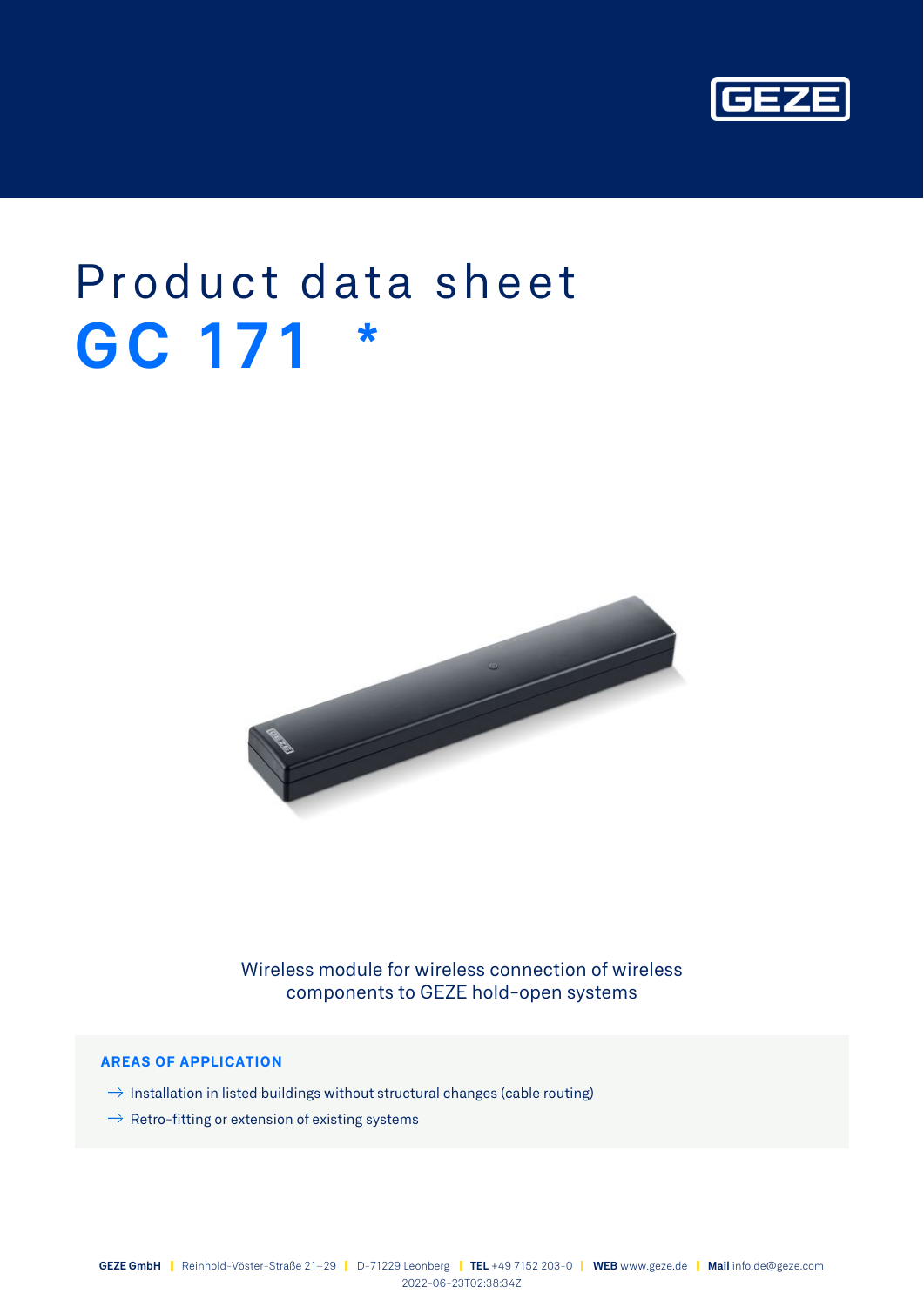# Product data sheet

# GC 171 *

Wireless module for wireless connection of wireless components to GEZE hold-open systems

## AREAS OF APPLICATION

- Installation in listed buildings without structural changes (cable routing)
- Retro-fitting or extension of existing systems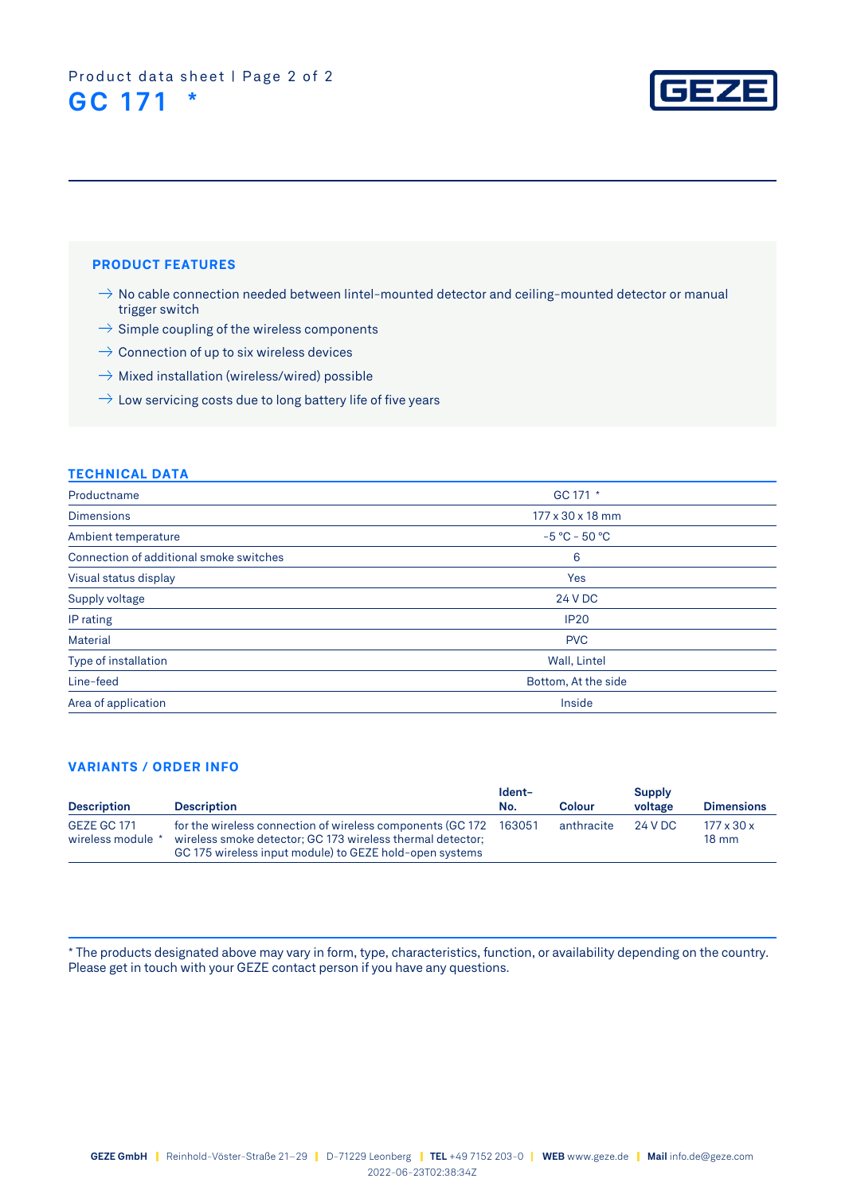# GC 171 *

## PRODUCT FEATURES

- → No cable connection needed between lintel-mounted detector and ceiling-mounted detector or manual trigger switch
- → Simple coupling of the wireless components
- → Connection of up to six wireless devices
- → Mixed installation (wireless/wired) possible
- → Low servicing costs due to long battery life of five years

## TECHNICAL DATA

| | |
|---|---|
| Productname | GC 171 * |
| Dimensions | 177 x 30 x 18 mm |
| Ambient temperature | -5 °C - 50 °C |
| Connection of additional smoke switches | 6 |
| Visual status display | Yes |
| Supply voltage | 24 V DC |
| IP rating | IP20 |
| Material | PVC |
| Type of installation | Wall, Lintel |
| Line-feed | Bottom, At the side |
| Area of application | Inside |

## VARIANTS / ORDER INFO

| Description | Description | Ident-No. | Colour | Supply voltage | Dimensions |
|---|---|---|---|---|---|
| GEZE GC 171 wireless module * | for the wireless connection of wireless components (GC 172 wireless smoke detector; GC 173 wireless thermal detector; GC 175 wireless input module) to GEZE hold-open systems | 163051 | anthracite | 24 V DC | 177 x 30 x 18 mm |

* The products designated above may vary in form, type, characteristics, function, or availability depending on the country. Please get in touch with your GEZE contact person if you have any questions.

**GEZE GmbH** | Reinhold-Vöster-Straße 21–29 | D-71229 Leonberg | **TEL** +49 7152 203-0 | **WEB** www.geze.de | **Mail** info.de@geze.com
2022-06-23T02:38:34Z